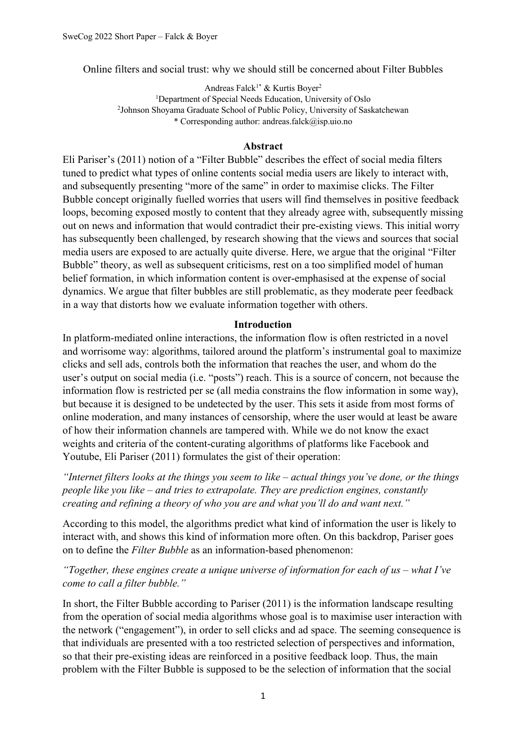# Online filters and social trust: why we should still be concerned about Filter Bubbles

Andreas Falck[1*] & Kurtis Boyer[2]

[1]Department of Special Needs Education, University of Oslo
[2]Johnson Shoyama Graduate School of Public Policy, University of Saskatchewan
* Corresponding author: andreas.falck@isp.uio.no

## Abstract

Eli Pariser's (2011) notion of a "Filter Bubble" describes the effect of social media filters tuned to predict what types of online contents social media users are likely to interact with, and subsequently presenting "more of the same" in order to maximise clicks. The Filter Bubble concept originally fuelled worries that users will find themselves in positive feedback loops, becoming exposed mostly to content that they already agree with, subsequently missing out on news and information that would contradict their pre-existing views. This initial worry has subsequently been challenged, by research showing that the views and sources that social media users are exposed to are actually quite diverse. Here, we argue that the original "Filter Bubble" theory, as well as subsequent criticisms, rest on a too simplified model of human belief formation, in which information content is over-emphasised at the expense of social dynamics. We argue that filter bubbles are still problematic, as they moderate peer feedback in a way that distorts how we evaluate information together with others.

## Introduction

In platform-mediated online interactions, the information flow is often restricted in a novel and worrisome way: algorithms, tailored around the platform's instrumental goal to maximize clicks and sell ads, controls both the information that reaches the user, and whom do the user's output on social media (i.e. "posts") reach. This is a source of concern, not because the information flow is restricted per se (all media constrains the flow information in some way), but because it is designed to be undetected by the user. This sets it aside from most forms of online moderation, and many instances of censorship, where the user would at least be aware of how their information channels are tampered with. While we do not know the exact weights and criteria of the content-curating algorithms of platforms like Facebook and Youtube, Eli Pariser (2011) formulates the gist of their operation:

*"Internet filters looks at the things you seem to like – actual things you've done, or the things people like you like – and tries to extrapolate. They are prediction engines, constantly creating and refining a theory of who you are and what you'll do and want next."*

According to this model, the algorithms predict what kind of information the user is likely to interact with, and shows this kind of information more often. On this backdrop, Pariser goes on to define the *Filter Bubble* as an information-based phenomenon:

*"Together, these engines create a unique universe of information for each of us – what I've come to call a filter bubble."*

In short, the Filter Bubble according to Pariser (2011) is the information landscape resulting from the operation of social media algorithms whose goal is to maximise user interaction with the network ("engagement"), in order to sell clicks and ad space. The seeming consequence is that individuals are presented with a too restricted selection of perspectives and information, so that their pre-existing ideas are reinforced in a positive feedback loop. Thus, the main problem with the Filter Bubble is supposed to be the selection of information that the social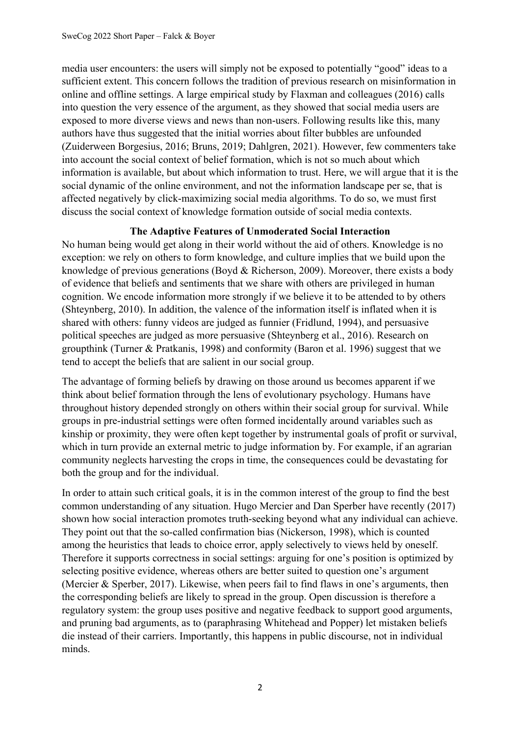media user encounters: the users will simply not be exposed to potentially "good" ideas to a sufficient extent. This concern follows the tradition of previous research on misinformation in online and offline settings. A large empirical study by Flaxman and colleagues (2016) calls into question the very essence of the argument, as they showed that social media users are exposed to more diverse views and news than non-users. Following results like this, many authors have thus suggested that the initial worries about filter bubbles are unfounded (Zuiderween Borgesius, 2016; Bruns, 2019; Dahlgren, 2021). However, few commenters take into account the social context of belief formation, which is not so much about which information is available, but about which information to trust. Here, we will argue that it is the social dynamic of the online environment, and not the information landscape per se, that is affected negatively by click-maximizing social media algorithms. To do so, we must first discuss the social context of knowledge formation outside of social media contexts.

## The Adaptive Features of Unmoderated Social Interaction

No human being would get along in their world without the aid of others. Knowledge is no exception: we rely on others to form knowledge, and culture implies that we build upon the knowledge of previous generations (Boyd & Richerson, 2009). Moreover, there exists a body of evidence that beliefs and sentiments that we share with others are privileged in human cognition. We encode information more strongly if we believe it to be attended to by others (Shteynberg, 2010). In addition, the valence of the information itself is inflated when it is shared with others: funny videos are judged as funnier (Fridlund, 1994), and persuasive political speeches are judged as more persuasive (Shteynberg et al., 2016). Research on groupthink (Turner & Pratkanis, 1998) and conformity (Baron et al. 1996) suggest that we tend to accept the beliefs that are salient in our social group.

The advantage of forming beliefs by drawing on those around us becomes apparent if we think about belief formation through the lens of evolutionary psychology. Humans have throughout history depended strongly on others within their social group for survival. While groups in pre-industrial settings were often formed incidentally around variables such as kinship or proximity, they were often kept together by instrumental goals of profit or survival, which in turn provide an external metric to judge information by. For example, if an agrarian community neglects harvesting the crops in time, the consequences could be devastating for both the group and for the individual.

In order to attain such critical goals, it is in the common interest of the group to find the best common understanding of any situation. Hugo Mercier and Dan Sperber have recently (2017) shown how social interaction promotes truth-seeking beyond what any individual can achieve. They point out that the so-called confirmation bias (Nickerson, 1998), which is counted among the heuristics that leads to choice error, apply selectively to views held by oneself. Therefore it supports correctness in social settings: arguing for one's position is optimized by selecting positive evidence, whereas others are better suited to question one's argument (Mercier & Sperber, 2017). Likewise, when peers fail to find flaws in one's arguments, then the corresponding beliefs are likely to spread in the group. Open discussion is therefore a regulatory system: the group uses positive and negative feedback to support good arguments, and pruning bad arguments, as to (paraphrasing Whitehead and Popper) let mistaken beliefs die instead of their carriers. Importantly, this happens in public discourse, not in individual minds.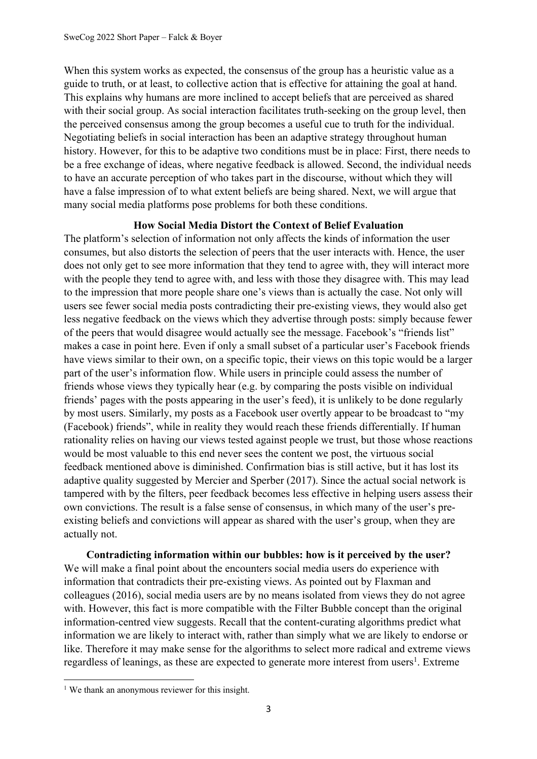When this system works as expected, the consensus of the group has a heuristic value as a guide to truth, or at least, to collective action that is effective for attaining the goal at hand. This explains why humans are more inclined to accept beliefs that are perceived as shared with their social group. As social interaction facilitates truth-seeking on the group level, then the perceived consensus among the group becomes a useful cue to truth for the individual. Negotiating beliefs in social interaction has been an adaptive strategy throughout human history. However, for this to be adaptive two conditions must be in place: First, there needs to be a free exchange of ideas, where negative feedback is allowed. Second, the individual needs to have an accurate perception of who takes part in the discourse, without which they will have a false impression of to what extent beliefs are being shared. Next, we will argue that many social media platforms pose problems for both these conditions.

## How Social Media Distort the Context of Belief Evaluation

The platform's selection of information not only affects the kinds of information the user consumes, but also distorts the selection of peers that the user interacts with. Hence, the user does not only get to see more information that they tend to agree with, they will interact more with the people they tend to agree with, and less with those they disagree with. This may lead to the impression that more people share one's views than is actually the case. Not only will users see fewer social media posts contradicting their pre-existing views, they would also get less negative feedback on the views which they advertise through posts: simply because fewer of the peers that would disagree would actually see the message. Facebook's "friends list" makes a case in point here. Even if only a small subset of a particular user's Facebook friends have views similar to their own, on a specific topic, their views on this topic would be a larger part of the user's information flow. While users in principle could assess the number of friends whose views they typically hear (e.g. by comparing the posts visible on individual friends' pages with the posts appearing in the user's feed), it is unlikely to be done regularly by most users. Similarly, my posts as a Facebook user overtly appear to be broadcast to "my (Facebook) friends", while in reality they would reach these friends differentially. If human rationality relies on having our views tested against people we trust, but those whose reactions would be most valuable to this end never sees the content we post, the virtuous social feedback mentioned above is diminished. Confirmation bias is still active, but it has lost its adaptive quality suggested by Mercier and Sperber (2017). Since the actual social network is tampered with by the filters, peer feedback becomes less effective in helping users assess their own convictions. The result is a false sense of consensus, in which many of the user's pre-existing beliefs and convictions will appear as shared with the user's group, when they are actually not.

### Contradicting information within our bubbles: how is it perceived by the user?

We will make a final point about the encounters social media users do experience with information that contradicts their pre-existing views. As pointed out by Flaxman and colleagues (2016), social media users are by no means isolated from views they do not agree with. However, this fact is more compatible with the Filter Bubble concept than the original information-centred view suggests. Recall that the content-curating algorithms predict what information we are likely to interact with, rather than simply what we are likely to endorse or like. Therefore it may make sense for the algorithms to select more radical and extreme views regardless of leanings, as these are expected to generate more interest from users[1]. Extreme

[1] We thank an anonymous reviewer for this insight.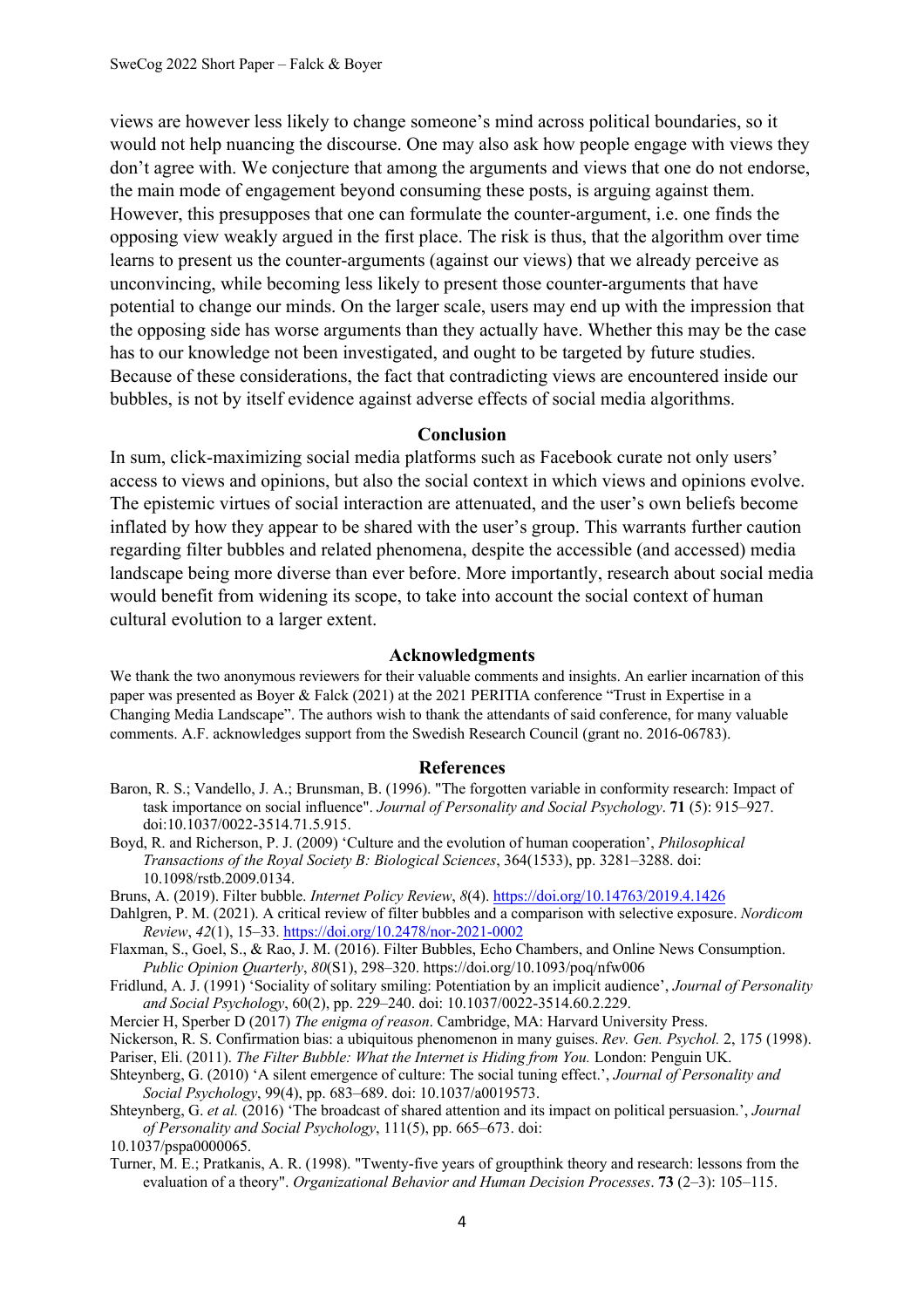views are however less likely to change someone's mind across political boundaries, so it would not help nuancing the discourse. One may also ask how people engage with views they don't agree with. We conjecture that among the arguments and views that one do not endorse, the main mode of engagement beyond consuming these posts, is arguing against them. However, this presupposes that one can formulate the counter-argument, i.e. one finds the opposing view weakly argued in the first place. The risk is thus, that the algorithm over time learns to present us the counter-arguments (against our views) that we already perceive as unconvincing, while becoming less likely to present those counter-arguments that have potential to change our minds. On the larger scale, users may end up with the impression that the opposing side has worse arguments than they actually have. Whether this may be the case has to our knowledge not been investigated, and ought to be targeted by future studies. Because of these considerations, the fact that contradicting views are encountered inside our bubbles, is not by itself evidence against adverse effects of social media algorithms.

## Conclusion

In sum, click-maximizing social media platforms such as Facebook curate not only users' access to views and opinions, but also the social context in which views and opinions evolve. The epistemic virtues of social interaction are attenuated, and the user's own beliefs become inflated by how they appear to be shared with the user's group. This warrants further caution regarding filter bubbles and related phenomena, despite the accessible (and accessed) media landscape being more diverse than ever before. More importantly, research about social media would benefit from widening its scope, to take into account the social context of human cultural evolution to a larger extent.

## Acknowledgments

We thank the two anonymous reviewers for their valuable comments and insights. An earlier incarnation of this paper was presented as Boyer & Falck (2021) at the 2021 PERITIA conference "Trust in Expertise in a Changing Media Landscape". The authors wish to thank the attendants of said conference, for many valuable comments. A.F. acknowledges support from the Swedish Research Council (grant no. 2016-06783).

## References

Baron, R. S.; Vandello, J. A.; Brunsman, B. (1996). "The forgotten variable in conformity research: Impact of task importance on social influence". *Journal of Personality and Social Psychology*. **71** (5): 915–927. doi:10.1037/0022-3514.71.5.915.

Boyd, R. and Richerson, P. J. (2009) 'Culture and the evolution of human cooperation', *Philosophical Transactions of the Royal Society B: Biological Sciences*, 364(1533), pp. 3281–3288. doi: 10.1098/rstb.2009.0134.

Bruns, A. (2019). Filter bubble. *Internet Policy Review*, *8*(4). https://doi.org/10.14763/2019.4.1426

Dahlgren, P. M. (2021). A critical review of filter bubbles and a comparison with selective exposure. *Nordicom Review*, *42*(1), 15–33. https://doi.org/10.2478/nor-2021-0002

Flaxman, S., Goel, S., & Rao, J. M. (2016). Filter Bubbles, Echo Chambers, and Online News Consumption. *Public Opinion Quarterly*, *80*(S1), 298–320. https://doi.org/10.1093/poq/nfw006

Fridlund, A. J. (1991) 'Sociality of solitary smiling: Potentiation by an implicit audience', *Journal of Personality and Social Psychology*, 60(2), pp. 229–240. doi: 10.1037/0022-3514.60.2.229.

Mercier H, Sperber D (2017) *The enigma of reason*. Cambridge, MA: Harvard University Press.

Nickerson, R. S. Confirmation bias: a ubiquitous phenomenon in many guises. *Rev. Gen. Psychol.* 2, 175 (1998).

Pariser, Eli. (2011). *The Filter Bubble: What the Internet is Hiding from You.* London: Penguin UK.

Shteynberg, G. (2010) 'A silent emergence of culture: The social tuning effect.', *Journal of Personality and Social Psychology*, 99(4), pp. 683–689. doi: 10.1037/a0019573.

Shteynberg, G. *et al.* (2016) 'The broadcast of shared attention and its impact on political persuasion.', *Journal of Personality and Social Psychology*, 111(5), pp. 665–673. doi: 10.1037/pspa0000065.

Turner, M. E.; Pratkanis, A. R. (1998). "Twenty-five years of groupthink theory and research: lessons from the evaluation of a theory". *Organizational Behavior and Human Decision Processes*. **73** (2–3): 105–115.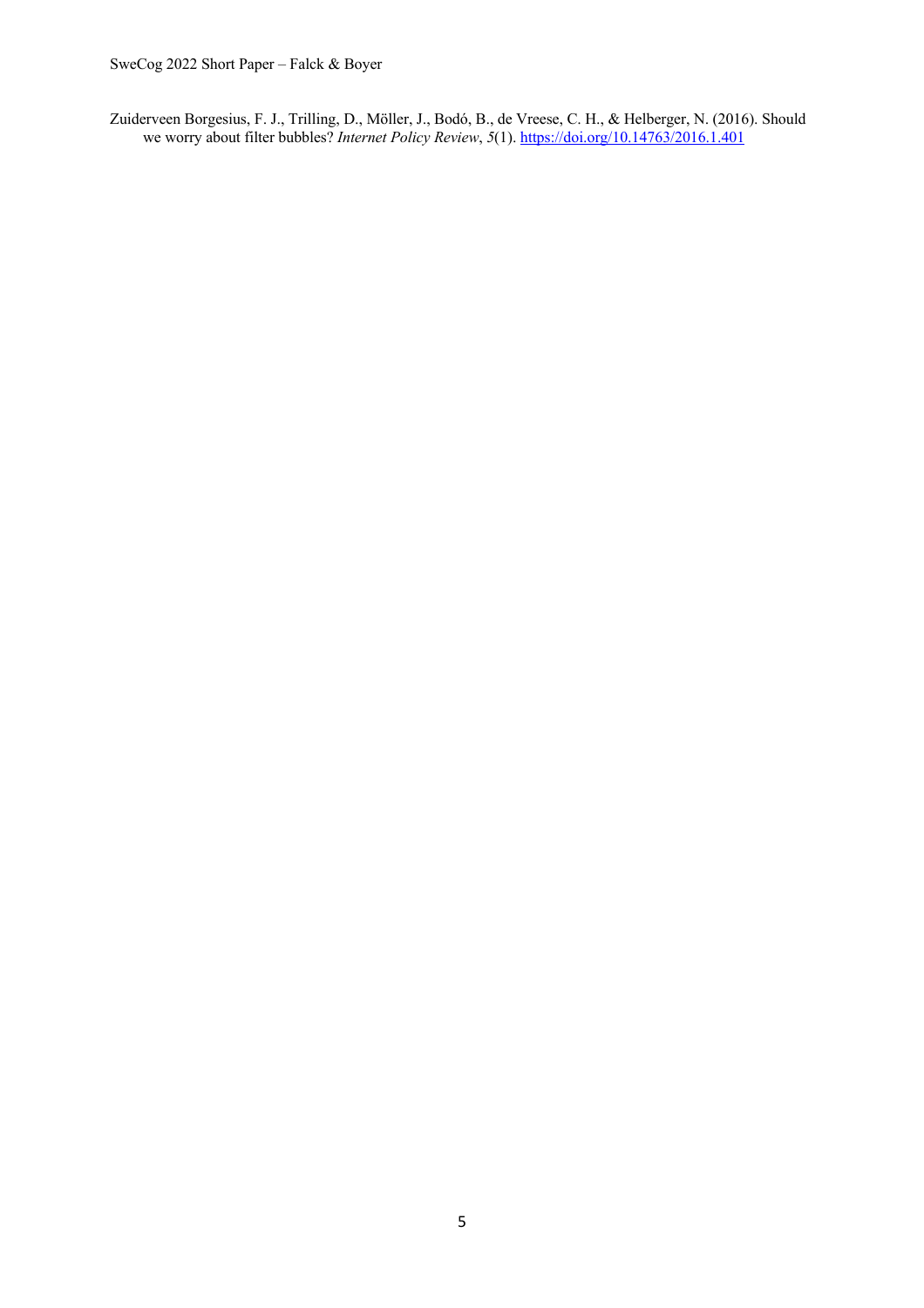Zuiderveen Borgesius, F. J., Trilling, D., Möller, J., Bodó, B., de Vreese, C. H., & Helberger, N. (2016). Should we worry about filter bubbles? *Internet Policy Review*, *5*(1). https://doi.org/10.14763/2016.1.401